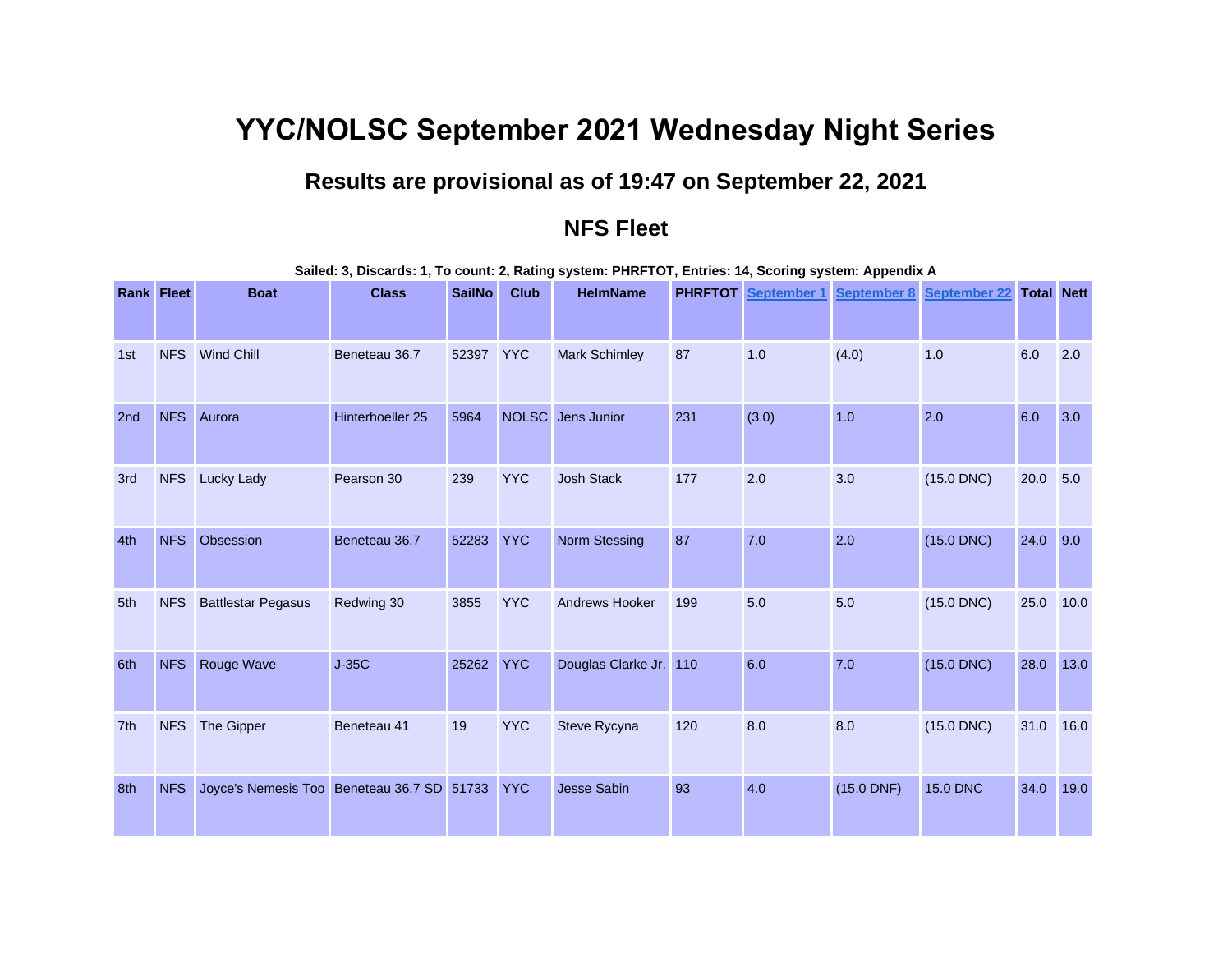# YYC/NOLSC September 2021 Wednesday Night Series

## Results are provisional as of 19:47 on September 22, 2021

## NFS Fleet

**Sailed: 3, Discards: 1, To count: 2, Rating system: PHRFTOT, Entries: 14, Scoring system: Appendix A**

| Rank | Fleet | Boat | Class | SailNo | Club | HelmName | PHRFTOT | September 1 | September 8 | September 22 | Total | Nett |
|---|---|---|---|---|---|---|---|---|---|---|---|---|
| 1st | NFS | Wind Chill | Beneteau 36.7 | 52397 | YYC | Mark Schimley | 87 | 1.0 | (4.0) | 1.0 | 6.0 | 2.0 |
| 2nd | NFS | Aurora | Hinterhoeller 25 | 5964 | NOLSC | Jens Junior | 231 | (3.0) | 1.0 | 2.0 | 6.0 | 3.0 |
| 3rd | NFS | Lucky Lady | Pearson 30 | 239 | YYC | Josh Stack | 177 | 2.0 | 3.0 | (15.0 DNC) | 20.0 | 5.0 |
| 4th | NFS | Obsession | Beneteau 36.7 | 52283 | YYC | Norm Stessing | 87 | 7.0 | 2.0 | (15.0 DNC) | 24.0 | 9.0 |
| 5th | NFS | Battlestar Pegasus | Redwing 30 | 3855 | YYC | Andrews Hooker | 199 | 5.0 | 5.0 | (15.0 DNC) | 25.0 | 10.0 |
| 6th | NFS | Rouge Wave | J-35C | 25262 | YYC | Douglas Clarke Jr. | 110 | 6.0 | 7.0 | (15.0 DNC) | 28.0 | 13.0 |
| 7th | NFS | The Gipper | Beneteau 41 | 19 | YYC | Steve Rycyna | 120 | 8.0 | 8.0 | (15.0 DNC) | 31.0 | 16.0 |
| 8th | NFS | Joyce's Nemesis Too | Beneteau 36.7 SD | 51733 | YYC | Jesse Sabin | 93 | 4.0 | (15.0 DNF) | 15.0 DNC | 34.0 | 19.0 |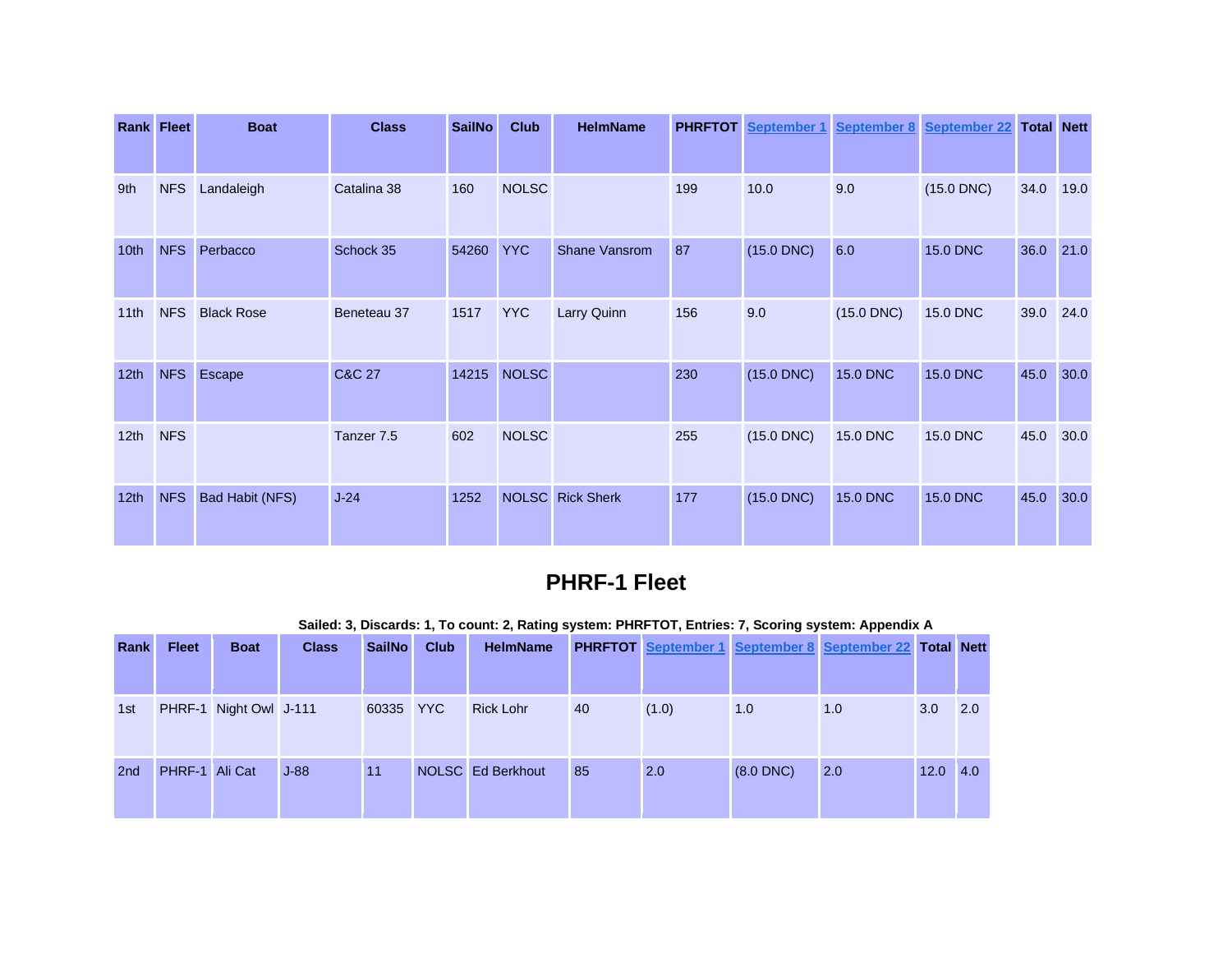| Rank | Fleet | Boat | Class | SailNo | Club | HelmName | PHRFTOT | September 1 | September 8 | September 22 | Total | Nett |
|---|---|---|---|---|---|---|---|---|---|---|---|---|
| 9th | NFS | Landaleigh | Catalina 38 | 160 | NOLSC | | 199 | 10.0 | 9.0 | (15.0 DNC) | 34.0 | 19.0 |
| 10th | NFS | Perbacco | Schock 35 | 54260 | YYC | Shane Vansrom | 87 | (15.0 DNC) | 6.0 | 15.0 DNC | 36.0 | 21.0 |
| 11th | NFS | Black Rose | Beneteau 37 | 1517 | YYC | Larry Quinn | 156 | 9.0 | (15.0 DNC) | 15.0 DNC | 39.0 | 24.0 |
| 12th | NFS | Escape | C&C 27 | 14215 | NOLSC | | 230 | (15.0 DNC) | 15.0 DNC | 15.0 DNC | 45.0 | 30.0 |
| 12th | NFS | | Tanzer 7.5 | 602 | NOLSC | | 255 | (15.0 DNC) | 15.0 DNC | 15.0 DNC | 45.0 | 30.0 |
| 12th | NFS | Bad Habit (NFS) | J-24 | 1252 | NOLSC | Rick Sherk | 177 | (15.0 DNC) | 15.0 DNC | 15.0 DNC | 45.0 | 30.0 |

## PHRF-1 Fleet

**Sailed: 3, Discards: 1, To count: 2, Rating system: PHRFTOT, Entries: 7, Scoring system: Appendix A**

| Rank | Fleet | Boat | Class | SailNo | Club | HelmName | PHRFTOT | September 1 | September 8 | September 22 | Total | Nett |
|---|---|---|---|---|---|---|---|---|---|---|---|---|
| 1st | PHRF-1 | Night Owl | J-111 | 60335 | YYC | Rick Lohr | 40 | (1.0) | 1.0 | 1.0 | 3.0 | 2.0 |
| 2nd | PHRF-1 | Ali Cat | J-88 | 11 | NOLSC | Ed Berkhout | 85 | 2.0 | (8.0 DNC) | 2.0 | 12.0 | 4.0 |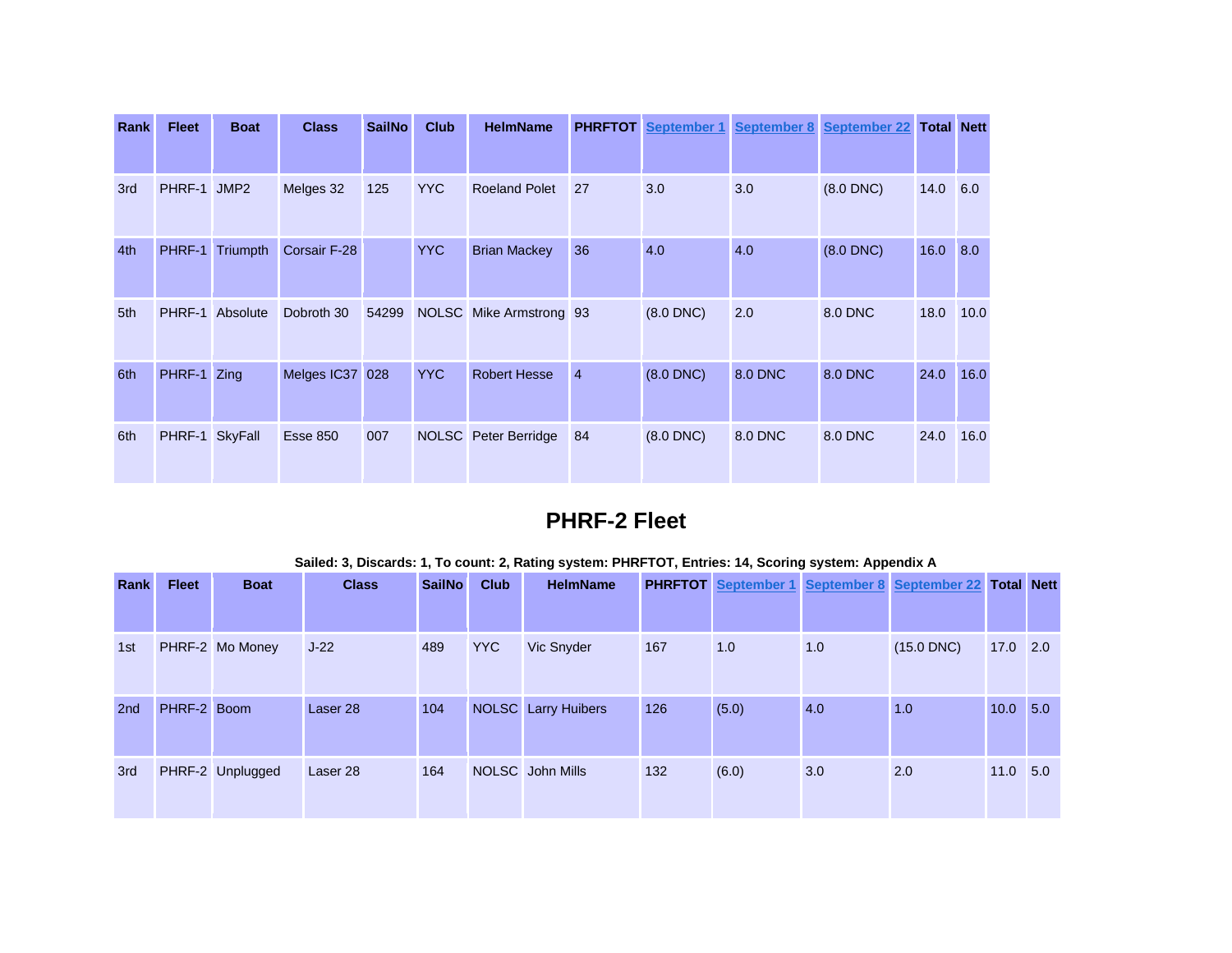| Rank | Fleet | Boat | Class | SailNo | Club | HelmName | PHRFTOT | September 1 | September 8 | September 22 | Total | Nett |
|---|---|---|---|---|---|---|---|---|---|---|---|---|
| 3rd | PHRF-1 | JMP2 | Melges 32 | 125 | YYC | Roeland Polet | 27 | 3.0 | 3.0 | (8.0 DNC) | 14.0 | 6.0 |
| 4th | PHRF-1 | Triumpth | Corsair F-28 | | YYC | Brian Mackey | 36 | 4.0 | 4.0 | (8.0 DNC) | 16.0 | 8.0 |
| 5th | PHRF-1 | Absolute | Dobroth 30 | 54299 | NOLSC | Mike Armstrong | 93 | (8.0 DNC) | 2.0 | 8.0 DNC | 18.0 | 10.0 |
| 6th | PHRF-1 | Zing | Melges IC37 | 028 | YYC | Robert Hesse | 4 | (8.0 DNC) | 8.0 DNC | 8.0 DNC | 24.0 | 16.0 |
| 6th | PHRF-1 | SkyFall | Esse 850 | 007 | NOLSC | Peter Berridge | 84 | (8.0 DNC) | 8.0 DNC | 8.0 DNC | 24.0 | 16.0 |

## PHRF-2 Fleet

**Sailed: 3, Discards: 1, To count: 2, Rating system: PHRFTOT, Entries: 14, Scoring system: Appendix A**

| Rank | Fleet | Boat | Class | SailNo | Club | HelmName | PHRFTOT | September 1 | September 8 | September 22 | Total | Nett |
|---|---|---|---|---|---|---|---|---|---|---|---|---|
| 1st | PHRF-2 | Mo Money | J-22 | 489 | YYC | Vic Snyder | 167 | 1.0 | 1.0 | (15.0 DNC) | 17.0 | 2.0 |
| 2nd | PHRF-2 | Boom | Laser 28 | 104 | NOLSC | Larry Huibers | 126 | (5.0) | 4.0 | 1.0 | 10.0 | 5.0 |
| 3rd | PHRF-2 | Unplugged | Laser 28 | 164 | NOLSC | John Mills | 132 | (6.0) | 3.0 | 2.0 | 11.0 | 5.0 |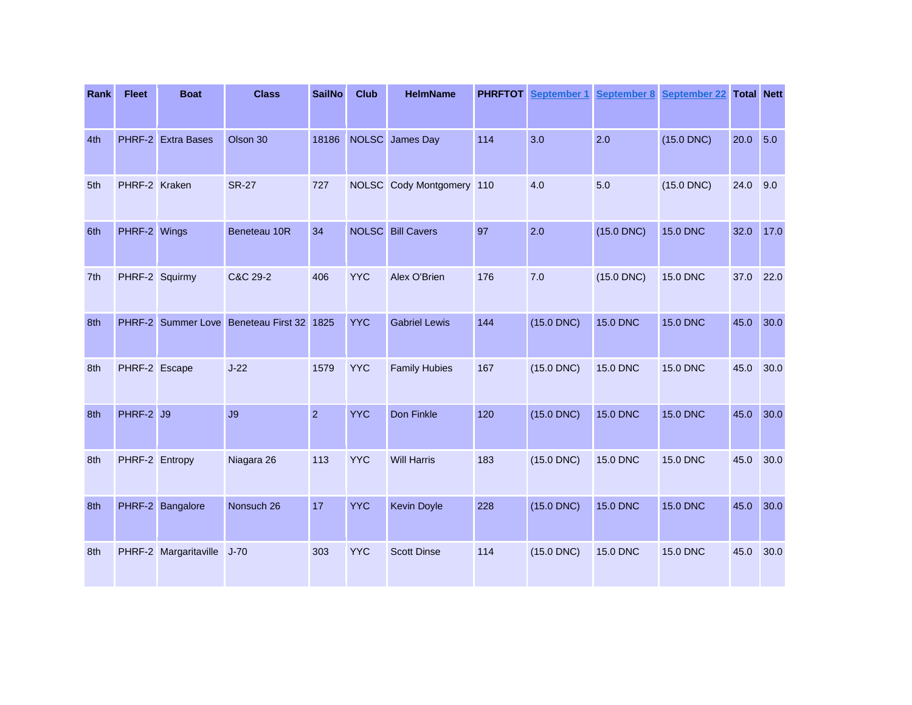| Rank | Fleet | Boat | Class | SailNo | Club | HelmName | PHRFTOT | September 1 | September 8 | September 22 | Total | Nett |
|---|---|---|---|---|---|---|---|---|---|---|---|---|
| 4th | PHRF-2 | Extra Bases | Olson 30 | 18186 | NOLSC | James Day | 114 | 3.0 | 2.0 | (15.0 DNC) | 20.0 | 5.0 |
| 5th | PHRF-2 | Kraken | SR-27 | 727 | NOLSC | Cody Montgomery | 110 | 4.0 | 5.0 | (15.0 DNC) | 24.0 | 9.0 |
| 6th | PHRF-2 | Wings | Beneteau 10R | 34 | NOLSC | Bill Cavers | 97 | 2.0 | (15.0 DNC) | 15.0 DNC | 32.0 | 17.0 |
| 7th | PHRF-2 | Squirmy | C&C 29-2 | 406 | YYC | Alex O'Brien | 176 | 7.0 | (15.0 DNC) | 15.0 DNC | 37.0 | 22.0 |
| 8th | PHRF-2 | Summer Love | Beneteau First 32 | 1825 | YYC | Gabriel Lewis | 144 | (15.0 DNC) | 15.0 DNC | 15.0 DNC | 45.0 | 30.0 |
| 8th | PHRF-2 | Escape | J-22 | 1579 | YYC | Family Hubies | 167 | (15.0 DNC) | 15.0 DNC | 15.0 DNC | 45.0 | 30.0 |
| 8th | PHRF-2 | J9 | J9 | 2 | YYC | Don Finkle | 120 | (15.0 DNC) | 15.0 DNC | 15.0 DNC | 45.0 | 30.0 |
| 8th | PHRF-2 | Entropy | Niagara 26 | 113 | YYC | Will Harris | 183 | (15.0 DNC) | 15.0 DNC | 15.0 DNC | 45.0 | 30.0 |
| 8th | PHRF-2 | Bangalore | Nonsuch 26 | 17 | YYC | Kevin Doyle | 228 | (15.0 DNC) | 15.0 DNC | 15.0 DNC | 45.0 | 30.0 |
| 8th | PHRF-2 | Margaritaville | J-70 | 303 | YYC | Scott Dinse | 114 | (15.0 DNC) | 15.0 DNC | 15.0 DNC | 45.0 | 30.0 |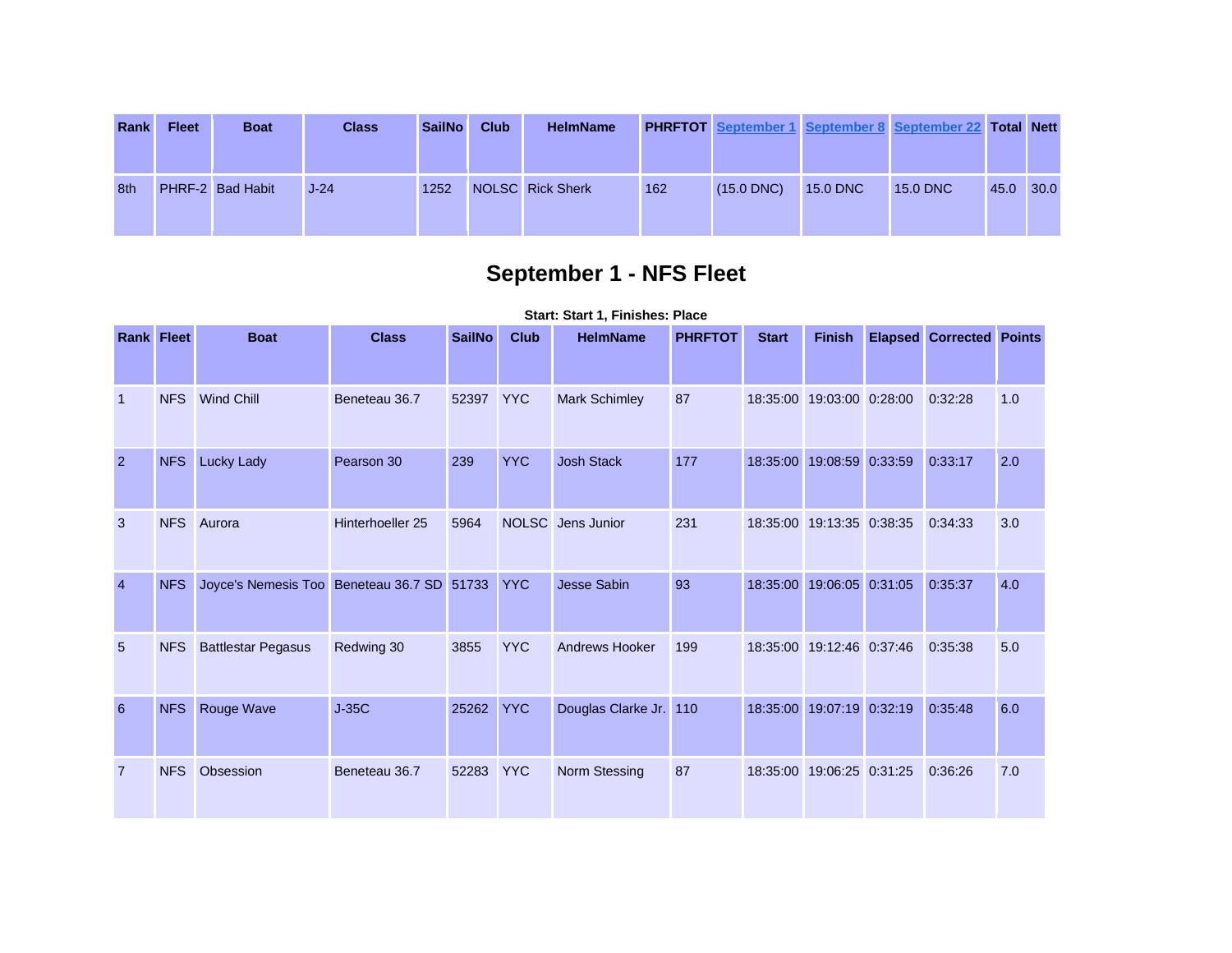| Rank | Fleet | Boat | Class | SailNo | Club | HelmName | PHRFTOT | September 1 | September 8 | September 22 | Total | Nett |
|---|---|---|---|---|---|---|---|---|---|---|---|---|
| 8th | PHRF-2 | Bad Habit | J-24 | 1252 | NOLSC | Rick Sherk | 162 | (15.0 DNC) | 15.0 DNC | 15.0 DNC | 45.0 | 30.0 |

## September 1 - NFS Fleet

**Start: Start 1, Finishes: Place**

| Rank | Fleet | Boat | Class | SailNo | Club | HelmName | PHRFTOT | Start | Finish | Elapsed | Corrected | Points |
|---|---|---|---|---|---|---|---|---|---|---|---|---|
| 1 | NFS | Wind Chill | Beneteau 36.7 | 52397 | YYC | Mark Schimley | 87 | 18:35:00 | 19:03:00 | 0:28:00 | 0:32:28 | 1.0 |
| 2 | NFS | Lucky Lady | Pearson 30 | 239 | YYC | Josh Stack | 177 | 18:35:00 | 19:08:59 | 0:33:59 | 0:33:17 | 2.0 |
| 3 | NFS | Aurora | Hinterhoeller 25 | 5964 | NOLSC | Jens Junior | 231 | 18:35:00 | 19:13:35 | 0:38:35 | 0:34:33 | 3.0 |
| 4 | NFS | Joyce's Nemesis Too | Beneteau 36.7 SD | 51733 | YYC | Jesse Sabin | 93 | 18:35:00 | 19:06:05 | 0:31:05 | 0:35:37 | 4.0 |
| 5 | NFS | Battlestar Pegasus | Redwing 30 | 3855 | YYC | Andrews Hooker | 199 | 18:35:00 | 19:12:46 | 0:37:46 | 0:35:38 | 5.0 |
| 6 | NFS | Rouge Wave | J-35C | 25262 | YYC | Douglas Clarke Jr. | 110 | 18:35:00 | 19:07:19 | 0:32:19 | 0:35:48 | 6.0 |
| 7 | NFS | Obsession | Beneteau 36.7 | 52283 | YYC | Norm Stessing | 87 | 18:35:00 | 19:06:25 | 0:31:25 | 0:36:26 | 7.0 |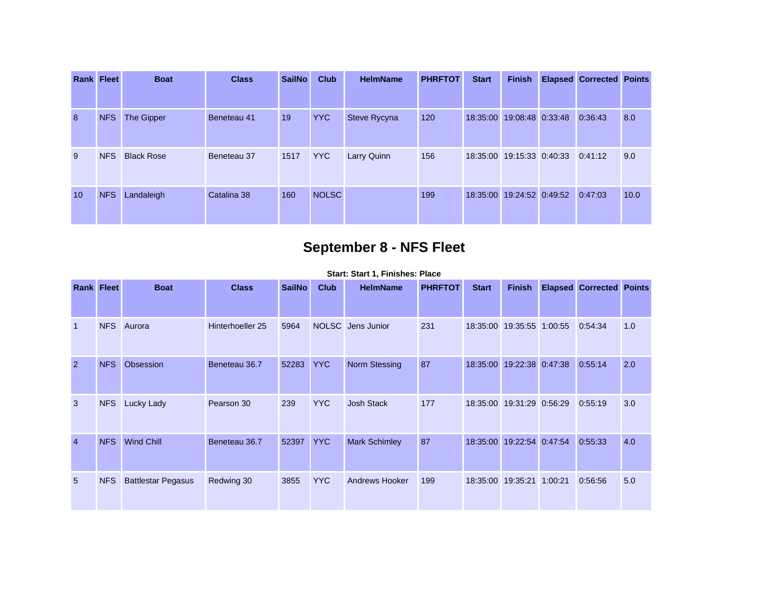| Rank | Fleet | Boat | Class | SailNo | Club | HelmName | PHRFTOT | Start | Finish | Elapsed | Corrected | Points |
|---|---|---|---|---|---|---|---|---|---|---|---|---|
| 8 | NFS | The Gipper | Beneteau 41 | 19 | YYC | Steve Rycyna | 120 | 18:35:00 | 19:08:48 | 0:33:48 | 0:36:43 | 8.0 |
| 9 | NFS | Black Rose | Beneteau 37 | 1517 | YYC | Larry Quinn | 156 | 18:35:00 | 19:15:33 | 0:40:33 | 0:41:12 | 9.0 |
| 10 | NFS | Landaleigh | Catalina 38 | 160 | NOLSC | | 199 | 18:35:00 | 19:24:52 | 0:49:52 | 0:47:03 | 10.0 |

## September 8 - NFS Fleet

**Start: Start 1, Finishes: Place**

| Rank | Fleet | Boat | Class | SailNo | Club | HelmName | PHRFTOT | Start | Finish | Elapsed | Corrected | Points |
|---|---|---|---|---|---|---|---|---|---|---|---|---|
| 1 | NFS | Aurora | Hinterhoeller 25 | 5964 | NOLSC | Jens Junior | 231 | 18:35:00 | 19:35:55 | 1:00:55 | 0:54:34 | 1.0 |
| 2 | NFS | Obsession | Beneteau 36.7 | 52283 | YYC | Norm Stessing | 87 | 18:35:00 | 19:22:38 | 0:47:38 | 0:55:14 | 2.0 |
| 3 | NFS | Lucky Lady | Pearson 30 | 239 | YYC | Josh Stack | 177 | 18:35:00 | 19:31:29 | 0:56:29 | 0:55:19 | 3.0 |
| 4 | NFS | Wind Chill | Beneteau 36.7 | 52397 | YYC | Mark Schimley | 87 | 18:35:00 | 19:22:54 | 0:47:54 | 0:55:33 | 4.0 |
| 5 | NFS | Battlestar Pegasus | Redwing 30 | 3855 | YYC | Andrews Hooker | 199 | 18:35:00 | 19:35:21 | 1:00:21 | 0:56:56 | 5.0 |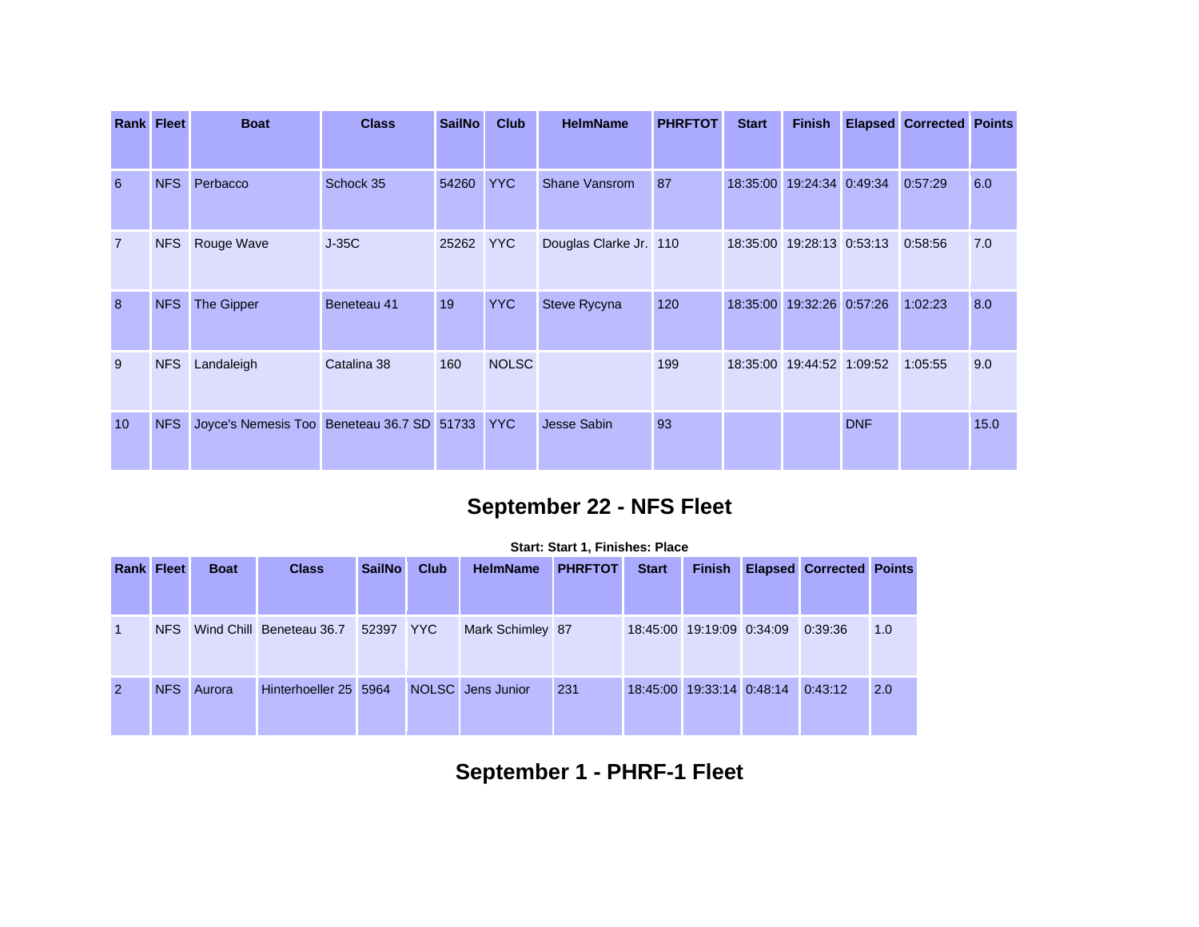| Rank | Fleet | Boat | Class | SailNo | Club | HelmName | PHRFTOT | Start | Finish | Elapsed | Corrected | Points |
|---|---|---|---|---|---|---|---|---|---|---|---|---|
| 6 | NFS | Perbacco | Schock 35 | 54260 | YYC | Shane Vansrom | 87 | 18:35:00 | 19:24:34 | 0:49:34 | 0:57:29 | 6.0 |
| 7 | NFS | Rouge Wave | J-35C | 25262 | YYC | Douglas Clarke Jr. | 110 | 18:35:00 | 19:28:13 | 0:53:13 | 0:58:56 | 7.0 |
| 8 | NFS | The Gipper | Beneteau 41 | 19 | YYC | Steve Rycyna | 120 | 18:35:00 | 19:32:26 | 0:57:26 | 1:02:23 | 8.0 |
| 9 | NFS | Landaleigh | Catalina 38 | 160 | NOLSC | | 199 | 18:35:00 | 19:44:52 | 1:09:52 | 1:05:55 | 9.0 |
| 10 | NFS | Joyce's Nemesis Too | Beneteau 36.7 SD | 51733 | YYC | Jesse Sabin | 93 | | | DNF | | 15.0 |

## September 22 - NFS Fleet

**Start: Start 1, Finishes: Place**

| Rank | Fleet | Boat | Class | SailNo | Club | HelmName | PHRFTOT | Start | Finish | Elapsed | Corrected | Points |
|---|---|---|---|---|---|---|---|---|---|---|---|---|
| 1 | NFS | Wind Chill | Beneteau 36.7 | 52397 | YYC | Mark Schimley | 87 | 18:45:00 | 19:19:09 | 0:34:09 | 0:39:36 | 1.0 |
| 2 | NFS | Aurora | Hinterhoeller 25 | 5964 | NOLSC | Jens Junior | 231 | 18:45:00 | 19:33:14 | 0:48:14 | 0:43:12 | 2.0 |

## September 1 - PHRF-1 Fleet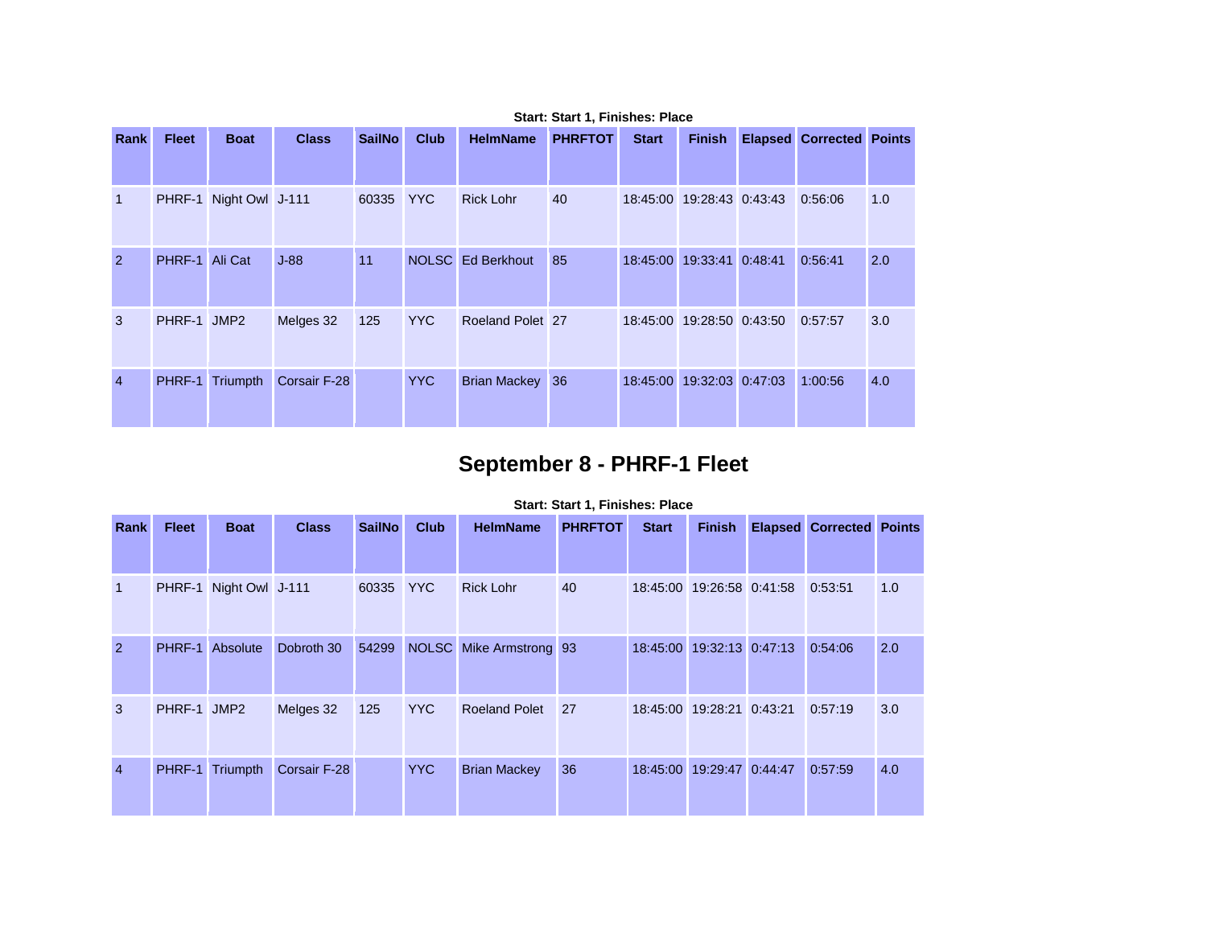Start: Start 1, Finishes: Place

| Rank | Fleet | Boat | Class | SailNo | Club | HelmName | PHRFTOT | Start | Finish | Elapsed | Corrected | Points |
|---|---|---|---|---|---|---|---|---|---|---|---|---|
| 1 | PHRF-1 | Night Owl | J-111 | 60335 | YYC | Rick Lohr | 40 | 18:45:00 | 19:28:43 | 0:43:43 | 0:56:06 | 1.0 |
| 2 | PHRF-1 | Ali Cat | J-88 | 11 | NOLSC | Ed Berkhout | 85 | 18:45:00 | 19:33:41 | 0:48:41 | 0:56:41 | 2.0 |
| 3 | PHRF-1 | JMP2 | Melges 32 | 125 | YYC | Roeland Polet | 27 | 18:45:00 | 19:28:50 | 0:43:50 | 0:57:57 | 3.0 |
| 4 | PHRF-1 | Triumpth | Corsair F-28 | | YYC | Brian Mackey | 36 | 18:45:00 | 19:32:03 | 0:47:03 | 1:00:56 | 4.0 |

## September 8 - PHRF-1 Fleet

Start: Start 1, Finishes: Place

| Rank | Fleet | Boat | Class | SailNo | Club | HelmName | PHRFTOT | Start | Finish | Elapsed | Corrected | Points |
|---|---|---|---|---|---|---|---|---|---|---|---|---|
| 1 | PHRF-1 | Night Owl | J-111 | 60335 | YYC | Rick Lohr | 40 | 18:45:00 | 19:26:58 | 0:41:58 | 0:53:51 | 1.0 |
| 2 | PHRF-1 | Absolute | Dobroth 30 | 54299 | NOLSC | Mike Armstrong | 93 | 18:45:00 | 19:32:13 | 0:47:13 | 0:54:06 | 2.0 |
| 3 | PHRF-1 | JMP2 | Melges 32 | 125 | YYC | Roeland Polet | 27 | 18:45:00 | 19:28:21 | 0:43:21 | 0:57:19 | 3.0 |
| 4 | PHRF-1 | Triumpth | Corsair F-28 | | YYC | Brian Mackey | 36 | 18:45:00 | 19:29:47 | 0:44:47 | 0:57:59 | 4.0 |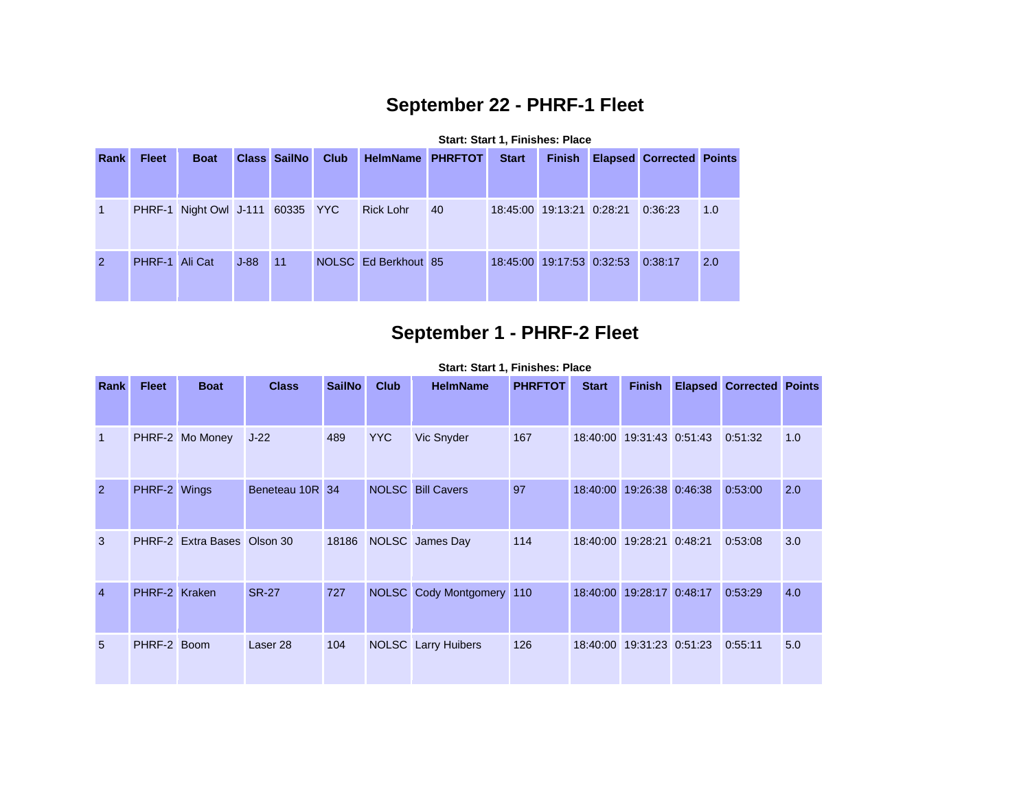## September 22 - PHRF-1 Fleet

**Start: Start 1, Finishes: Place**

| Rank | Fleet | Boat | Class | SailNo | Club | HelmName | PHRFTOT | Start | Finish | Elapsed | Corrected | Points |
|---|---|---|---|---|---|---|---|---|---|---|---|---|
| 1 | PHRF-1 | Night Owl | J-111 | 60335 | YYC | Rick Lohr | 40 | 18:45:00 | 19:13:21 | 0:28:21 | 0:36:23 | 1.0 |
| 2 | PHRF-1 | Ali Cat | J-88 | 11 | NOLSC | Ed Berkhout | 85 | 18:45:00 | 19:17:53 | 0:32:53 | 0:38:17 | 2.0 |

## September 1 - PHRF-2 Fleet

**Start: Start 1, Finishes: Place**

| Rank | Fleet | Boat | Class | SailNo | Club | HelmName | PHRFTOT | Start | Finish | Elapsed | Corrected | Points |
|---|---|---|---|---|---|---|---|---|---|---|---|---|
| 1 | PHRF-2 | Mo Money | J-22 | 489 | YYC | Vic Snyder | 167 | 18:40:00 | 19:31:43 | 0:51:43 | 0:51:32 | 1.0 |
| 2 | PHRF-2 | Wings | Beneteau 10R | 34 | NOLSC | Bill Cavers | 97 | 18:40:00 | 19:26:38 | 0:46:38 | 0:53:00 | 2.0 |
| 3 | PHRF-2 | Extra Bases | Olson 30 | 18186 | NOLSC | James Day | 114 | 18:40:00 | 19:28:21 | 0:48:21 | 0:53:08 | 3.0 |
| 4 | PHRF-2 | Kraken | SR-27 | 727 | NOLSC | Cody Montgomery | 110 | 18:40:00 | 19:28:17 | 0:48:17 | 0:53:29 | 4.0 |
| 5 | PHRF-2 | Boom | Laser 28 | 104 | NOLSC | Larry Huibers | 126 | 18:40:00 | 19:31:23 | 0:51:23 | 0:55:11 | 5.0 |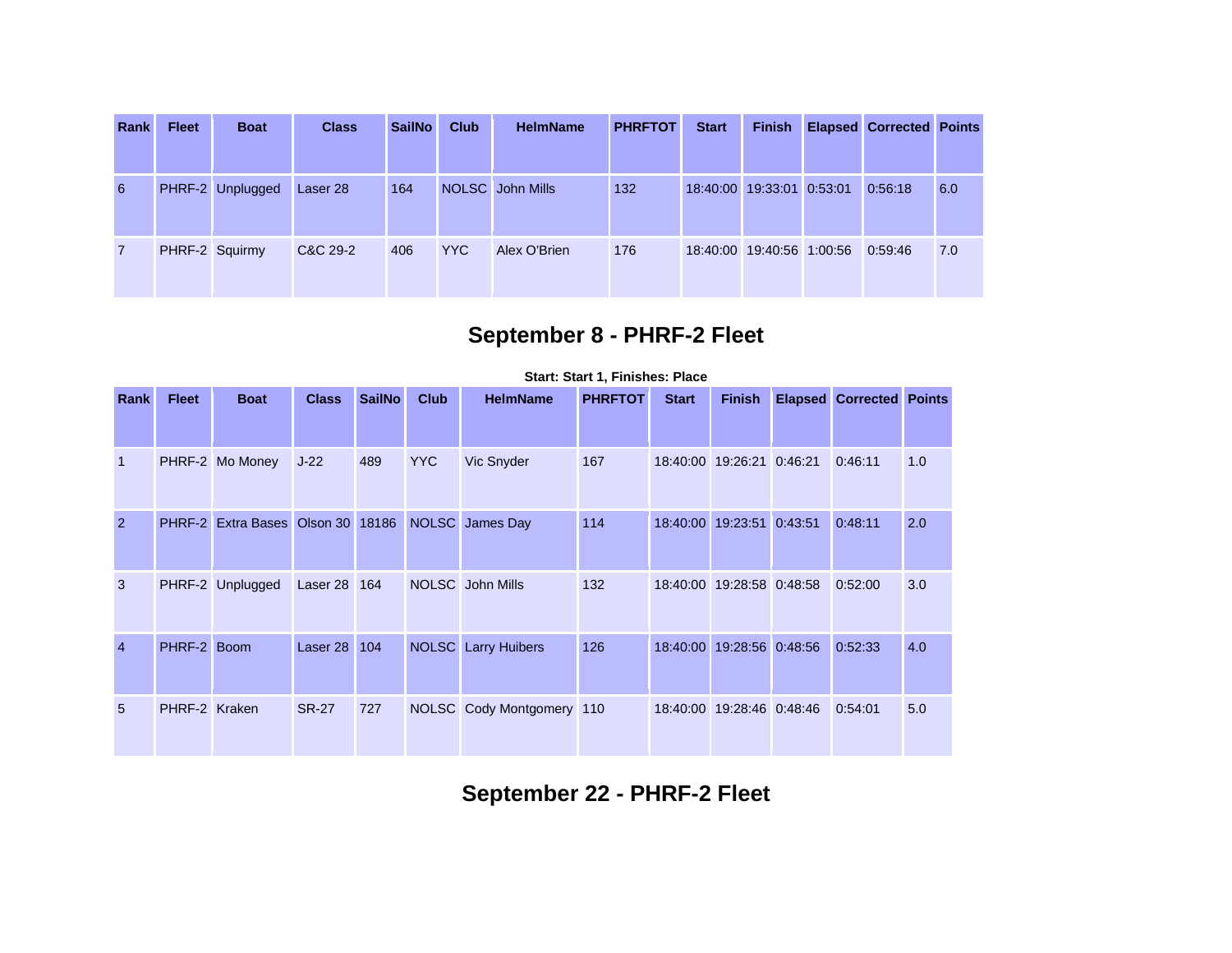| Rank | Fleet | Boat | Class | SailNo | Club | HelmName | PHRFTOT | Start | Finish | Elapsed | Corrected | Points |
|---|---|---|---|---|---|---|---|---|---|---|---|---|
| 6 | PHRF-2 | Unplugged | Laser 28 | 164 | NOLSC | John Mills | 132 | 18:40:00 | 19:33:01 | 0:53:01 | 0:56:18 | 6.0 |
| 7 | PHRF-2 | Squirmy | C&C 29-2 | 406 | YYC | Alex O'Brien | 176 | 18:40:00 | 19:40:56 | 1:00:56 | 0:59:46 | 7.0 |

## September 8 - PHRF-2 Fleet

**Start: Start 1, Finishes: Place**

| Rank | Fleet | Boat | Class | SailNo | Club | HelmName | PHRFTOT | Start | Finish | Elapsed | Corrected | Points |
|---|---|---|---|---|---|---|---|---|---|---|---|---|
| 1 | PHRF-2 | Mo Money | J-22 | 489 | YYC | Vic Snyder | 167 | 18:40:00 | 19:26:21 | 0:46:21 | 0:46:11 | 1.0 |
| 2 | PHRF-2 | Extra Bases | Olson 30 | 18186 | NOLSC | James Day | 114 | 18:40:00 | 19:23:51 | 0:43:51 | 0:48:11 | 2.0 |
| 3 | PHRF-2 | Unplugged | Laser 28 | 164 | NOLSC | John Mills | 132 | 18:40:00 | 19:28:58 | 0:48:58 | 0:52:00 | 3.0 |
| 4 | PHRF-2 | Boom | Laser 28 | 104 | NOLSC | Larry Huibers | 126 | 18:40:00 | 19:28:56 | 0:48:56 | 0:52:33 | 4.0 |
| 5 | PHRF-2 | Kraken | SR-27 | 727 | NOLSC | Cody Montgomery | 110 | 18:40:00 | 19:28:46 | 0:48:46 | 0:54:01 | 5.0 |

## September 22 - PHRF-2 Fleet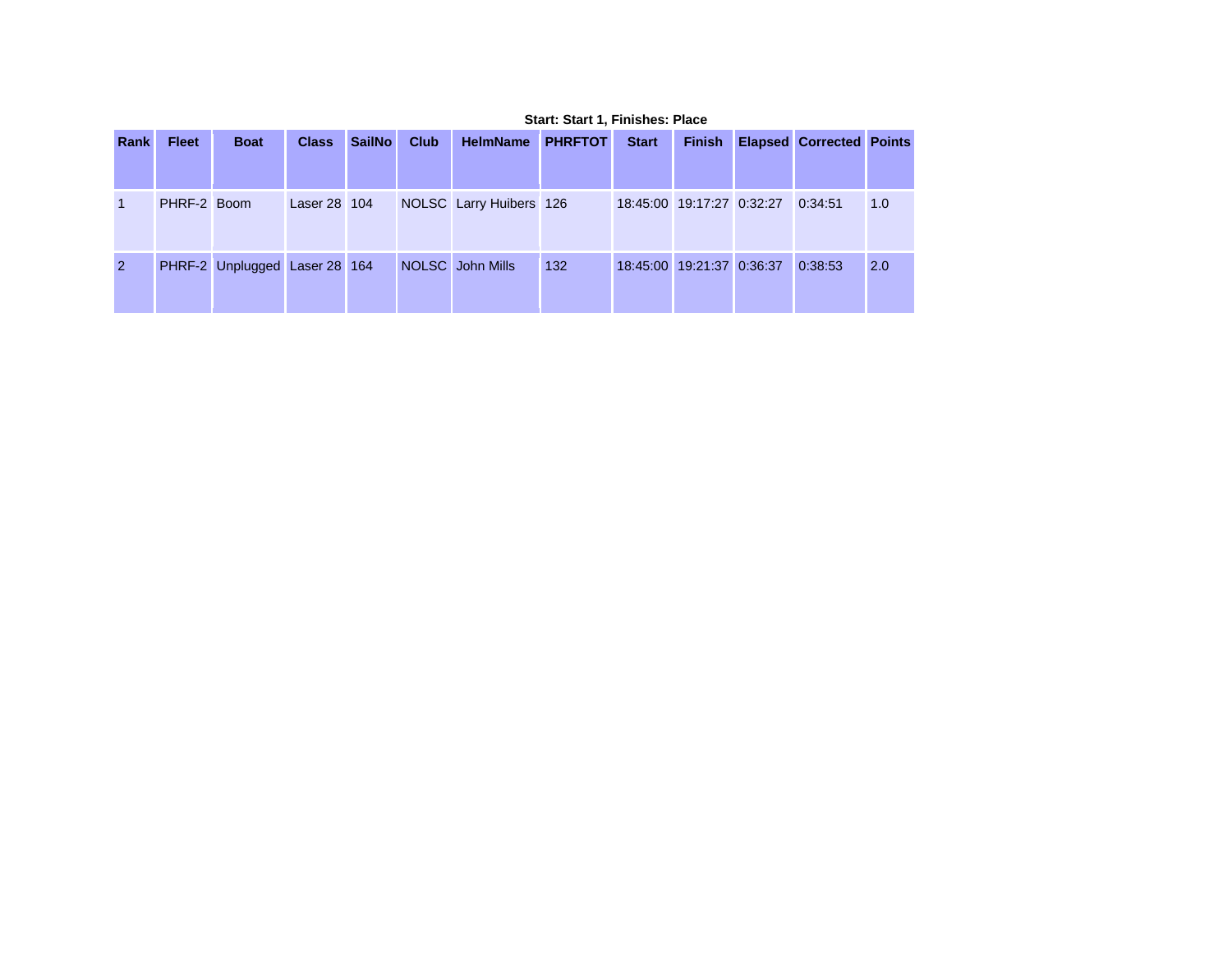**Start: Start 1, Finishes: Place**

| Rank | Fleet | Boat | Class | SailNo | Club | HelmName | PHRFTOT | Start | Finish | Elapsed | Corrected | Points |
|---|---|---|---|---|---|---|---|---|---|---|---|---|
| 1 | PHRF-2 | Boom | Laser 28 | 104 | NOLSC | Larry Huibers | 126 | 18:45:00 | 19:17:27 | 0:32:27 | 0:34:51 | 1.0 |
| 2 | PHRF-2 | Unplugged | Laser 28 | 164 | NOLSC | John Mills | 132 | 18:45:00 | 19:21:37 | 0:36:37 | 0:38:53 | 2.0 |